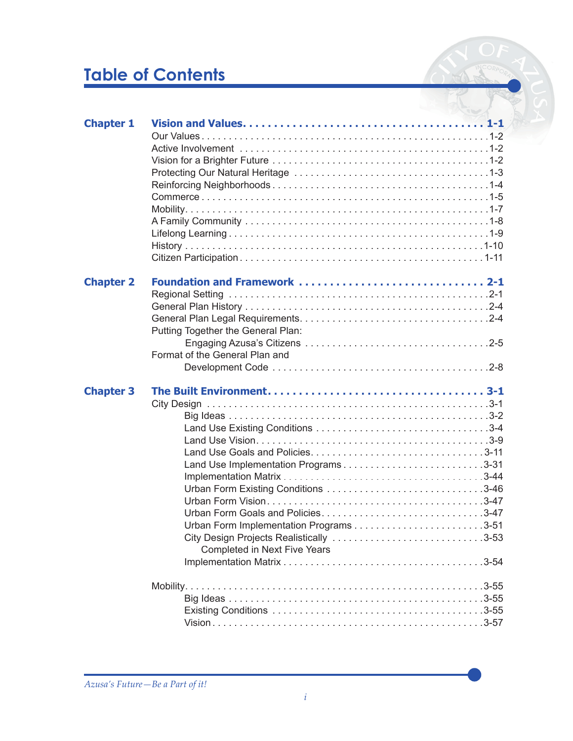# Table of Contents

**Chapter 1 — Vision and Values . . . . . 1-1**

- Our Values . . . . . 1-2
- Active Involvement . . . . . 1-2
- Vision for a Brighter Future . . . . . 1-2
- Protecting Our Natural Heritage . . . . . 1-3
- Reinforcing Neighborhoods . . . . . 1-4
- Commerce . . . . . 1-5
- Mobility . . . . . 1-7
- A Family Community . . . . . 1-8
- Lifelong Learning . . . . . 1-9
- History . . . . . 1-10
- Citizen Participation . . . . . 1-11

**Chapter 2 — Foundation and Framework . . . . . 2-1**

- Regional Setting . . . . . 2-1
- General Plan History . . . . . 2-4
- General Plan Legal Requirements . . . . . 2-4
- Putting Together the General Plan:
  - Engaging Azusa's Citizens . . . . . 2-5
- Format of the General Plan and
  - Development Code . . . . . 2-8

**Chapter 3 — The Built Environment . . . . . 3-1**

- City Design . . . . . 3-1
  - Big Ideas . . . . . 3-2
  - Land Use Existing Conditions . . . . . 3-4
  - Land Use Vision . . . . . 3-9
  - Land Use Goals and Policies . . . . . 3-11
  - Land Use Implementation Programs . . . . . 3-31
  - Implementation Matrix . . . . . 3-44
  - Urban Form Existing Conditions . . . . . 3-46
  - Urban Form Vision . . . . . 3-47
  - Urban Form Goals and Policies . . . . . 3-47
  - Urban Form Implementation Programs . . . . . 3-51
  - City Design Projects Realistically Completed in Next Five Years . . . . . 3-53
  - Implementation Matrix . . . . . 3-54
- Mobility . . . . . 3-55
  - Big Ideas . . . . . 3-55
  - Existing Conditions . . . . . 3-55
  - Vision . . . . . 3-57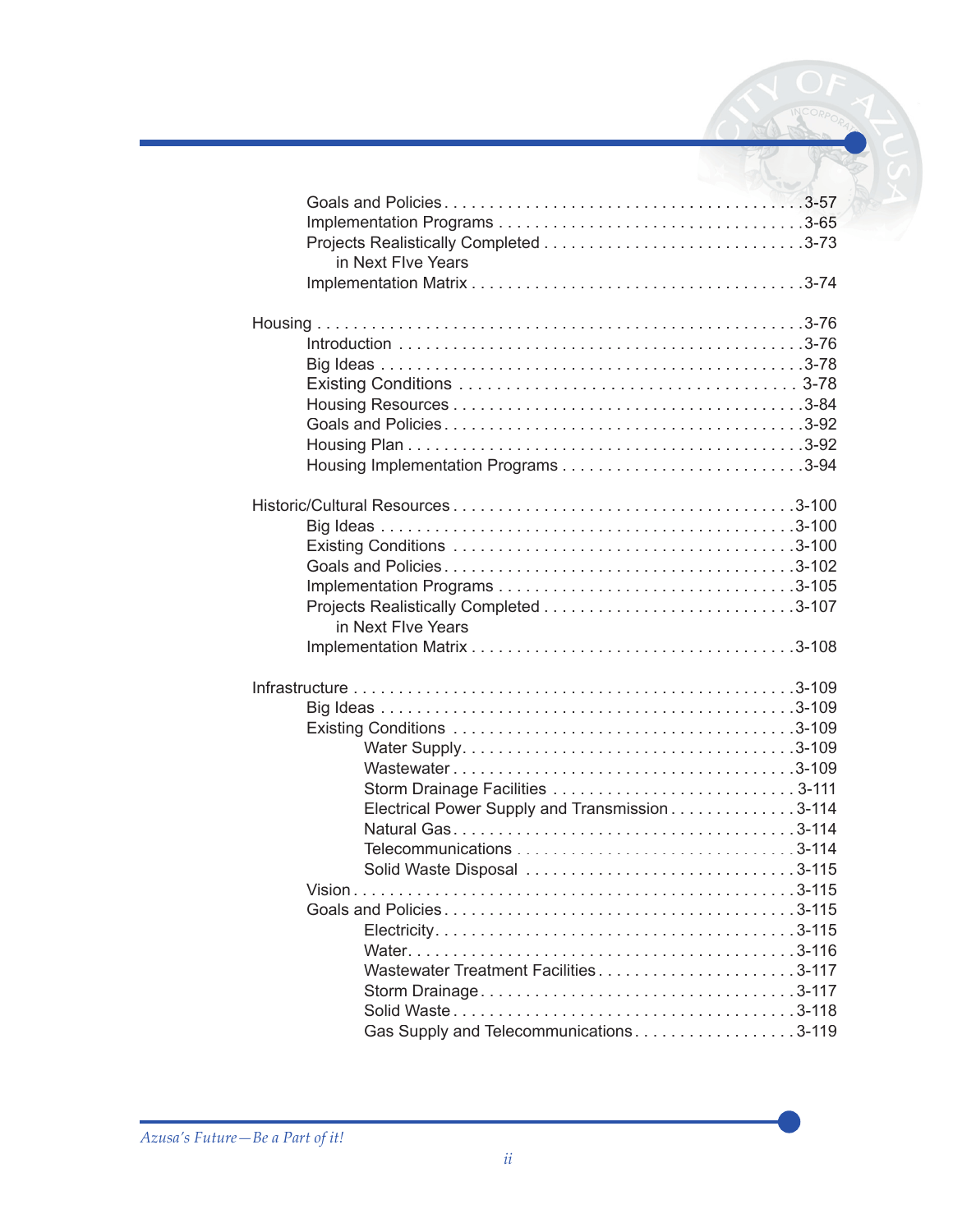- Goals and Policies . . . . . . . . . . . . . . . . . . . . . . . . . . . . . . . . . . . . . . . .3-57
- Implementation Programs . . . . . . . . . . . . . . . . . . . . . . . . . . . . . . . . . .3-65
- Projects Realistically Completed in Next FIve Years . . . . . . . . . . . . . . . . . . . . . . . . . . . .3-73
- Implementation Matrix . . . . . . . . . . . . . . . . . . . . . . . . . . . . . . . . . . . .3-74

Housing . . . . . . . . . . . . . . . . . . . . . . . . . . . . . . . . . . . . . . . . . . . . . . . . . . . . .3-76

- Introduction . . . . . . . . . . . . . . . . . . . . . . . . . . . . . . . . . . . . . . . . . . . . . .3-76
- Big Ideas . . . . . . . . . . . . . . . . . . . . . . . . . . . . . . . . . . . . . . . . . . . . . . . . .3-78
- Existing Conditions . . . . . . . . . . . . . . . . . . . . . . . . . . . . . . . . . . . . 3-78
- Housing Resources . . . . . . . . . . . . . . . . . . . . . . . . . . . . . . . . . . . . . . .3-84
- Goals and Policies . . . . . . . . . . . . . . . . . . . . . . . . . . . . . . . . . . . . . . . .3-92
- Housing Plan . . . . . . . . . . . . . . . . . . . . . . . . . . . . . . . . . . . . . . . . . . . .3-92
- Housing Implementation Programs . . . . . . . . . . . . . . . . . . . . . . . . . . .3-94

Historic/Cultural Resources . . . . . . . . . . . . . . . . . . . . . . . . . . . . . . . . . . . .3-100

- Big Ideas . . . . . . . . . . . . . . . . . . . . . . . . . . . . . . . . . . . . . . . . . . . . . . .3-100
- Existing Conditions . . . . . . . . . . . . . . . . . . . . . . . . . . . . . . . . . . . .3-100
- Goals and Policies . . . . . . . . . . . . . . . . . . . . . . . . . . . . . . . . . . . . . .3-102
- Implementation Programs . . . . . . . . . . . . . . . . . . . . . . . . . . . . . . . .3-105
- Projects Realistically Completed in Next FIve Years . . . . . . . . . . . . . . . . . . . . . . . . . . .3-107
- Implementation Matrix . . . . . . . . . . . . . . . . . . . . . . . . . . . . . . . . . .3-108

Infrastructure . . . . . . . . . . . . . . . . . . . . . . . . . . . . . . . . . . . . . . . . . . . . . . .3-109

- Big Ideas . . . . . . . . . . . . . . . . . . . . . . . . . . . . . . . . . . . . . . . . . . . . . . .3-109
- Existing Conditions . . . . . . . . . . . . . . . . . . . . . . . . . . . . . . . . . . . .3-109
  - Water Supply. . . . . . . . . . . . . . . . . . . . . . . . . . . . . . . . . . . .3-109
  - Wastewater . . . . . . . . . . . . . . . . . . . . . . . . . . . . . . . . . . . . .3-109
  - Storm Drainage Facilities . . . . . . . . . . . . . . . . . . . . . . . . . . 3-111
  - Electrical Power Supply and Transmission. . . . . . . . . . . . . .3-114
  - Natural Gas. . . . . . . . . . . . . . . . . . . . . . . . . . . . . . . . . . . . .3-114
  - Telecommunications . . . . . . . . . . . . . . . . . . . . . . . . . . . . . .3-114
  - Solid Waste Disposal . . . . . . . . . . . . . . . . . . . . . . . . . . . . .3-115
- Vision . . . . . . . . . . . . . . . . . . . . . . . . . . . . . . . . . . . . . . . . . . . . . . . . . .3-115
- Goals and Policies . . . . . . . . . . . . . . . . . . . . . . . . . . . . . . . . . . . . . .3-115
  - Electricity. . . . . . . . . . . . . . . . . . . . . . . . . . . . . . . . . . . . . . .3-115
  - Water. . . . . . . . . . . . . . . . . . . . . . . . . . . . . . . . . . . . . . . . . .3-116
  - Wastewater Treatment Facilities . . . . . . . . . . . . . . . . . . . . .3-117
  - Storm Drainage. . . . . . . . . . . . . . . . . . . . . . . . . . . . . . . . . .3-117
  - Solid Waste . . . . . . . . . . . . . . . . . . . . . . . . . . . . . . . . . . . . .3-118
  - Gas Supply and Telecommunications. . . . . . . . . . . . . . . . . .3-119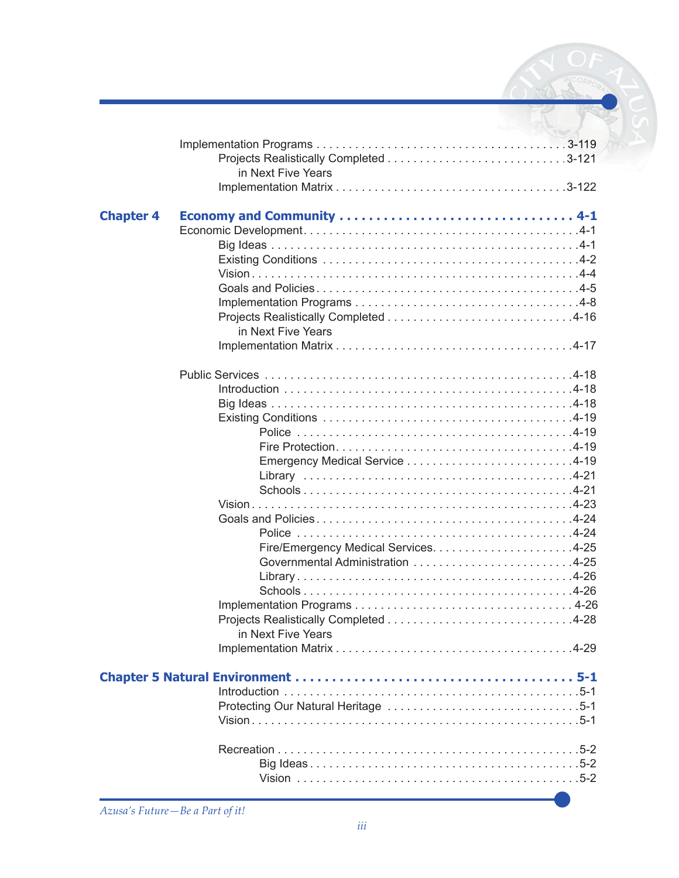Implementation Programs . . . . . . . . . . . . . . . . . . . . . . . . . . . . . . . . . . . . . 3-119
Projects Realistically Completed in Next Five Years . . . . . . . . . . . . . . . . . . . . . . . . . . . 3-121
Implementation Matrix . . . . . . . . . . . . . . . . . . . . . . . . . . . . . . . . . . . . 3-122

**Chapter 4 Economy and Community . . . . . . . . . . . . . . . . . . . . . . . . . . . . . . . 4-1**

Economic Development. . . . . . . . . . . . . . . . . . . . . . . . . . . . . . . . . . . . . . . . . 4-1
- Big Ideas . . . . . . . . . . . . . . . . . . . . . . . . . . . . . . . . . . . . . . . . . . . . . 4-1
- Existing Conditions . . . . . . . . . . . . . . . . . . . . . . . . . . . . . . . . . . . . . . . 4-2
- Vision . . . . . . . . . . . . . . . . . . . . . . . . . . . . . . . . . . . . . . . . . . . . . . . . 4-4
- Goals and Policies . . . . . . . . . . . . . . . . . . . . . . . . . . . . . . . . . . . . . . . . 4-5
- Implementation Programs . . . . . . . . . . . . . . . . . . . . . . . . . . . . . . . . . . . 4-8
- Projects Realistically Completed in Next Five Years . . . . . . . . . . . . . . . . . . . . . . . . . . . 4-16
- Implementation Matrix . . . . . . . . . . . . . . . . . . . . . . . . . . . . . . . . . . . . 4-17

Public Services . . . . . . . . . . . . . . . . . . . . . . . . . . . . . . . . . . . . . . . . . . . . . 4-18
- Introduction . . . . . . . . . . . . . . . . . . . . . . . . . . . . . . . . . . . . . . . . . . . 4-18
- Big Ideas . . . . . . . . . . . . . . . . . . . . . . . . . . . . . . . . . . . . . . . . . . . . . 4-18
- Existing Conditions . . . . . . . . . . . . . . . . . . . . . . . . . . . . . . . . . . . . . . . 4-19
  - Police . . . . . . . . . . . . . . . . . . . . . . . . . . . . . . . . . . . . . . . . . . . 4-19
  - Fire Protection. . . . . . . . . . . . . . . . . . . . . . . . . . . . . . . . . . . . . 4-19
  - Emergency Medical Service . . . . . . . . . . . . . . . . . . . . . . . . . . 4-19
  - Library . . . . . . . . . . . . . . . . . . . . . . . . . . . . . . . . . . . . . . . . . . 4-21
  - Schools . . . . . . . . . . . . . . . . . . . . . . . . . . . . . . . . . . . . . . . . . . 4-21
- Vision . . . . . . . . . . . . . . . . . . . . . . . . . . . . . . . . . . . . . . . . . . . . . . . . 4-23
- Goals and Policies . . . . . . . . . . . . . . . . . . . . . . . . . . . . . . . . . . . . . . . . 4-24
  - Police . . . . . . . . . . . . . . . . . . . . . . . . . . . . . . . . . . . . . . . . . . . 4-24
  - Fire/Emergency Medical Services. . . . . . . . . . . . . . . . . . . . . . 4-25
  - Governmental Administration . . . . . . . . . . . . . . . . . . . . . . . . . 4-25
  - Library . . . . . . . . . . . . . . . . . . . . . . . . . . . . . . . . . . . . . . . . . . 4-26
  - Schools . . . . . . . . . . . . . . . . . . . . . . . . . . . . . . . . . . . . . . . . . . 4-26
- Implementation Programs . . . . . . . . . . . . . . . . . . . . . . . . . . . . . . . . . . . 4-26
- Projects Realistically Completed in Next Five Years . . . . . . . . . . . . . . . . . . . . . . . . . . . 4-28
- Implementation Matrix . . . . . . . . . . . . . . . . . . . . . . . . . . . . . . . . . . . . 4-29

**Chapter 5 Natural Environment . . . . . . . . . . . . . . . . . . . . . . . . . . . . . . . . . . . . 5-1**

- Introduction . . . . . . . . . . . . . . . . . . . . . . . . . . . . . . . . . . . . . . . . . . . 5-1
- Protecting Our Natural Heritage . . . . . . . . . . . . . . . . . . . . . . . . . . . . . . 5-1
- Vision . . . . . . . . . . . . . . . . . . . . . . . . . . . . . . . . . . . . . . . . . . . . . . . . 5-1

- Recreation . . . . . . . . . . . . . . . . . . . . . . . . . . . . . . . . . . . . . . . . . . . . . 5-2
  - Big Ideas . . . . . . . . . . . . . . . . . . . . . . . . . . . . . . . . . . . . . . . . . . 5-2
  - Vision . . . . . . . . . . . . . . . . . . . . . . . . . . . . . . . . . . . . . . . . . . . . 5-2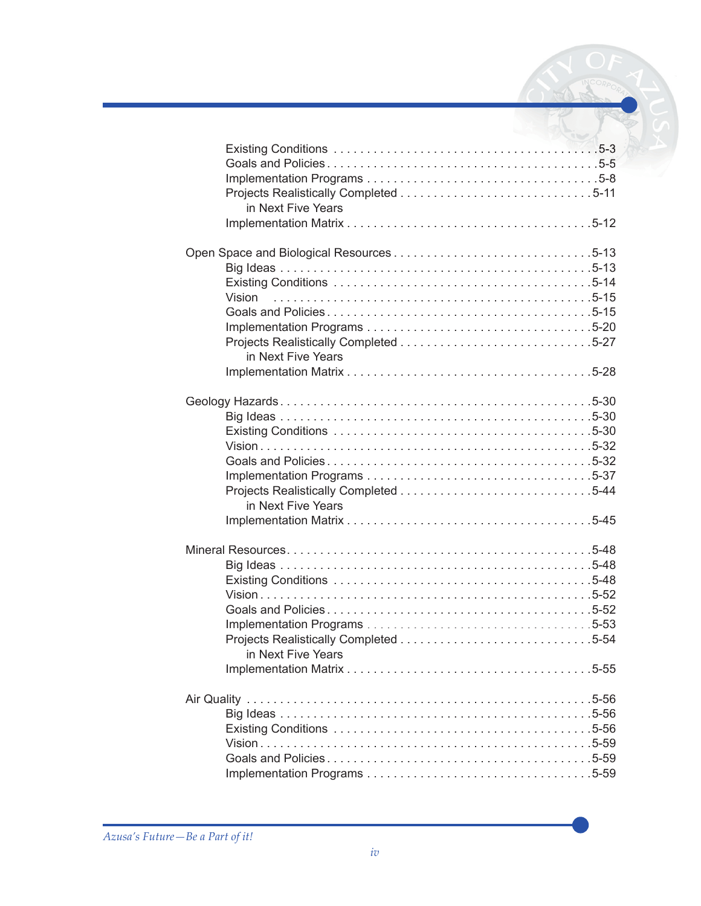Existing Conditions . . . . . . . . . . . . . . . . . . . . . . . . . . . . . . . . . . . . . . 5-3
Goals and Policies . . . . . . . . . . . . . . . . . . . . . . . . . . . . . . . . . . . . . . . 5-5
Implementation Programs . . . . . . . . . . . . . . . . . . . . . . . . . . . . . . . . . 5-8
Projects Realistically Completed in Next Five Years . . . . . . . . . . . . . . . 5-11
Implementation Matrix . . . . . . . . . . . . . . . . . . . . . . . . . . . . . . . . . . . 5-12

Open Space and Biological Resources . . . . . . . . . . . . . . . . . . . . . . . . 5-13
Big Ideas . . . . . . . . . . . . . . . . . . . . . . . . . . . . . . . . . . . . . . . . . . . . . 5-13
Existing Conditions . . . . . . . . . . . . . . . . . . . . . . . . . . . . . . . . . . . . . 5-14
Vision . . . . . . . . . . . . . . . . . . . . . . . . . . . . . . . . . . . . . . . . . . . . . . . 5-15
Goals and Policies . . . . . . . . . . . . . . . . . . . . . . . . . . . . . . . . . . . . . . 5-15
Implementation Programs . . . . . . . . . . . . . . . . . . . . . . . . . . . . . . . . 5-20
Projects Realistically Completed in Next Five Years . . . . . . . . . . . . . . . 5-27
Implementation Matrix . . . . . . . . . . . . . . . . . . . . . . . . . . . . . . . . . . . 5-28

Geology Hazards . . . . . . . . . . . . . . . . . . . . . . . . . . . . . . . . . . . . . . . . 5-30
Big Ideas . . . . . . . . . . . . . . . . . . . . . . . . . . . . . . . . . . . . . . . . . . . . . 5-30
Existing Conditions . . . . . . . . . . . . . . . . . . . . . . . . . . . . . . . . . . . . . 5-30
Vision . . . . . . . . . . . . . . . . . . . . . . . . . . . . . . . . . . . . . . . . . . . . . . . 5-32
Goals and Policies . . . . . . . . . . . . . . . . . . . . . . . . . . . . . . . . . . . . . . 5-32
Implementation Programs . . . . . . . . . . . . . . . . . . . . . . . . . . . . . . . . 5-37
Projects Realistically Completed in Next Five Years . . . . . . . . . . . . . . . 5-44
Implementation Matrix . . . . . . . . . . . . . . . . . . . . . . . . . . . . . . . . . . . 5-45

Mineral Resources . . . . . . . . . . . . . . . . . . . . . . . . . . . . . . . . . . . . . . . 5-48
Big Ideas . . . . . . . . . . . . . . . . . . . . . . . . . . . . . . . . . . . . . . . . . . . . . 5-48
Existing Conditions . . . . . . . . . . . . . . . . . . . . . . . . . . . . . . . . . . . . . 5-48
Vision . . . . . . . . . . . . . . . . . . . . . . . . . . . . . . . . . . . . . . . . . . . . . . . 5-52
Goals and Policies . . . . . . . . . . . . . . . . . . . . . . . . . . . . . . . . . . . . . . 5-52
Implementation Programs . . . . . . . . . . . . . . . . . . . . . . . . . . . . . . . . 5-53
Projects Realistically Completed in Next Five Years . . . . . . . . . . . . . . . 5-54
Implementation Matrix . . . . . . . . . . . . . . . . . . . . . . . . . . . . . . . . . . . 5-55

Air Quality . . . . . . . . . . . . . . . . . . . . . . . . . . . . . . . . . . . . . . . . . . . . . 5-56
Big Ideas . . . . . . . . . . . . . . . . . . . . . . . . . . . . . . . . . . . . . . . . . . . . . 5-56
Existing Conditions . . . . . . . . . . . . . . . . . . . . . . . . . . . . . . . . . . . . . 5-56
Vision . . . . . . . . . . . . . . . . . . . . . . . . . . . . . . . . . . . . . . . . . . . . . . . 5-59
Goals and Policies . . . . . . . . . . . . . . . . . . . . . . . . . . . . . . . . . . . . . . 5-59
Implementation Programs . . . . . . . . . . . . . . . . . . . . . . . . . . . . . . . . 5-59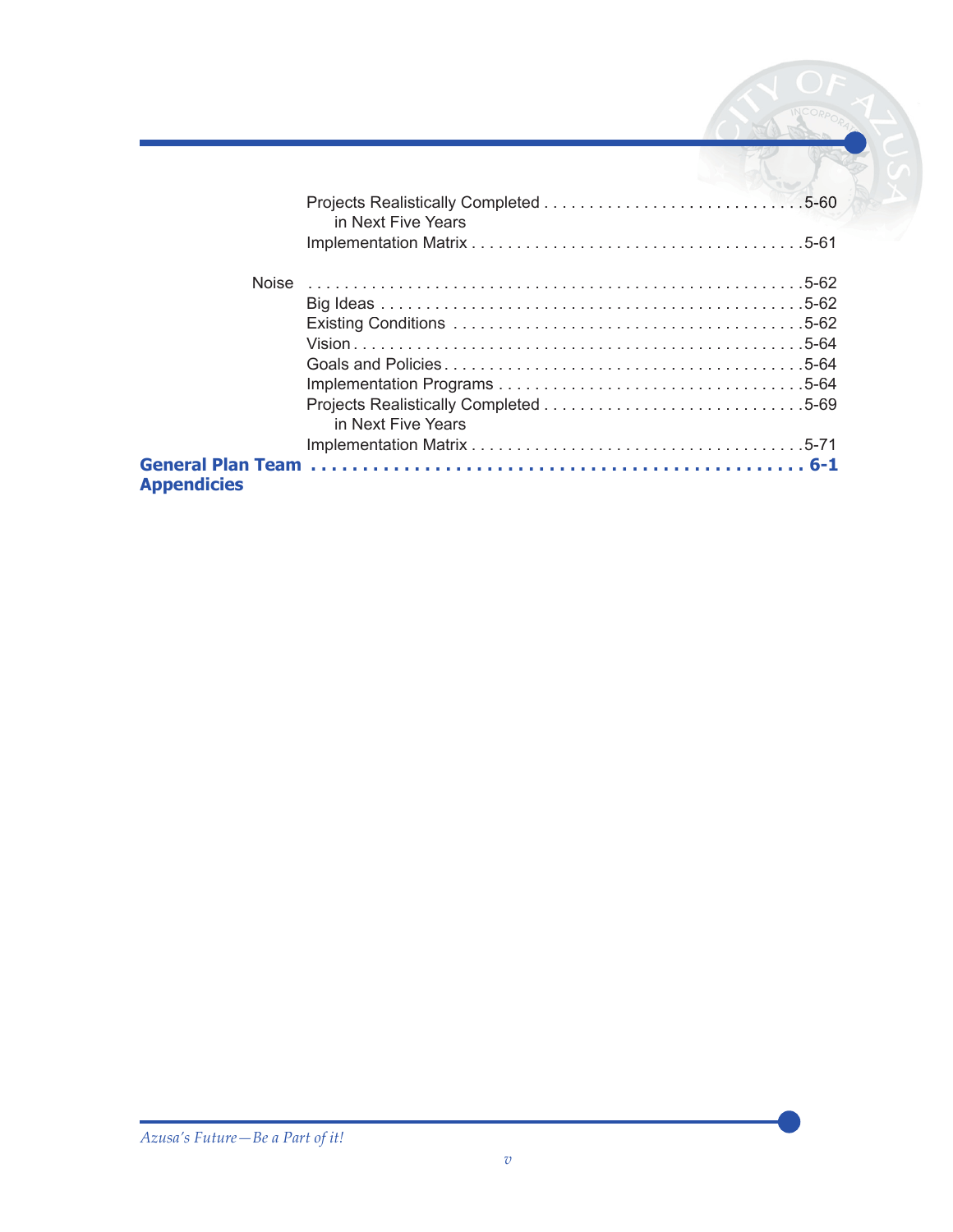Projects Realistically Completed in Next Five Years . . . . . 5-60
Implementation Matrix . . . . . 5-61

Noise . . . . . 5-62
Big Ideas . . . . . 5-62
Existing Conditions . . . . . 5-62
Vision . . . . . 5-64
Goals and Policies . . . . . 5-64
Implementation Programs . . . . . 5-64
Projects Realistically Completed in Next Five Years . . . . . 5-69
Implementation Matrix . . . . . 5-71

**General Plan Team . . . . . 6-1**

**Appendicies**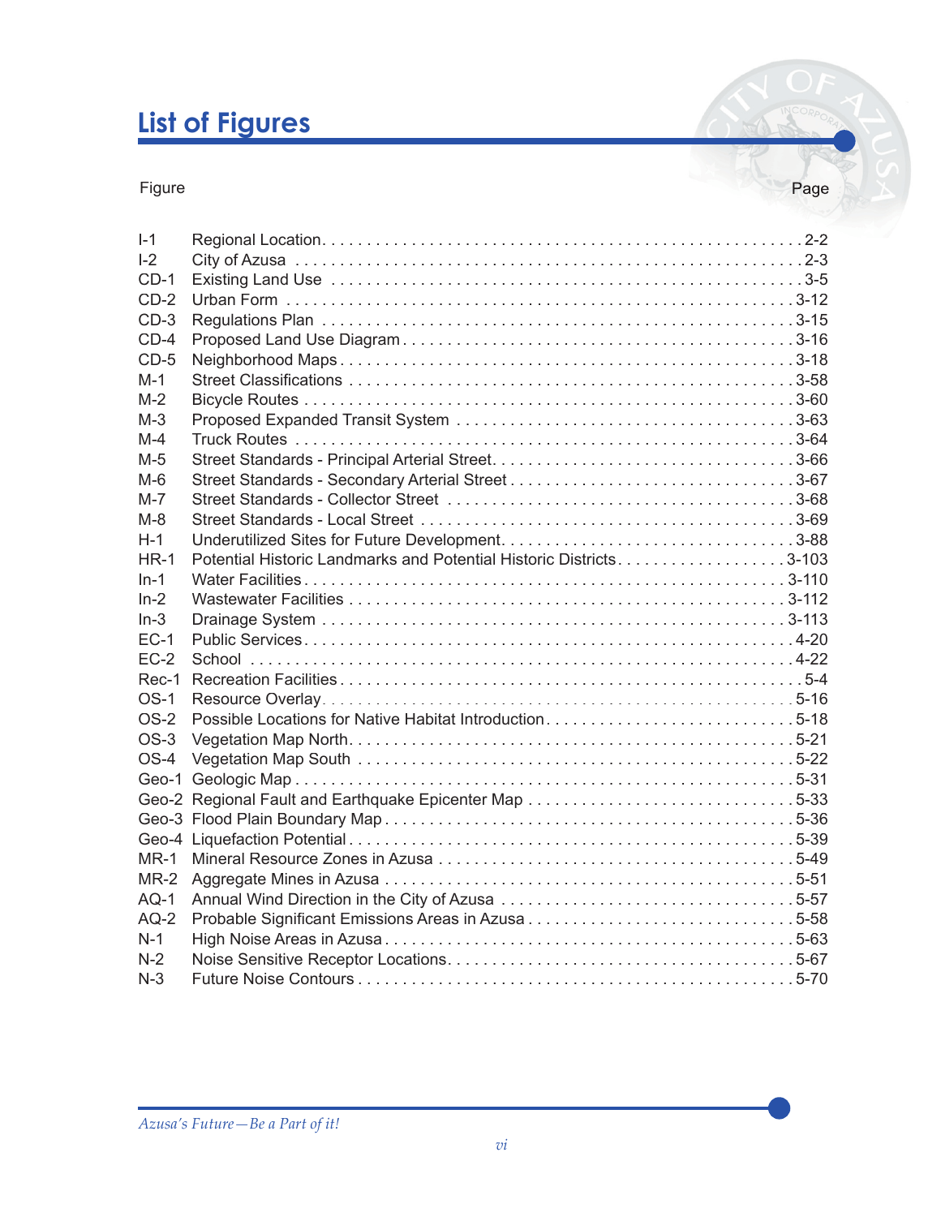# List of Figures

| Figure | | Page |
|---|---|---|
| I-1 | Regional Location | 2-2 |
| I-2 | City of Azusa | 2-3 |
| CD-1 | Existing Land Use | 3-5 |
| CD-2 | Urban Form | 3-12 |
| CD-3 | Regulations Plan | 3-15 |
| CD-4 | Proposed Land Use Diagram | 3-16 |
| CD-5 | Neighborhood Maps | 3-18 |
| M-1 | Street Classifications | 3-58 |
| M-2 | Bicycle Routes | 3-60 |
| M-3 | Proposed Expanded Transit System | 3-63 |
| M-4 | Truck Routes | 3-64 |
| M-5 | Street Standards - Principal Arterial Street | 3-66 |
| M-6 | Street Standards - Secondary Arterial Street | 3-67 |
| M-7 | Street Standards - Collector Street | 3-68 |
| M-8 | Street Standards - Local Street | 3-69 |
| H-1 | Underutilized Sites for Future Development | 3-88 |
| HR-1 | Potential Historic Landmarks and Potential Historic Districts | 3-103 |
| In-1 | Water Facilities | 3-110 |
| In-2 | Wastewater Facilities | 3-112 |
| In-3 | Drainage System | 3-113 |
| EC-1 | Public Services | 4-20 |
| EC-2 | School | 4-22 |
| Rec-1 | Recreation Facilities | 5-4 |
| OS-1 | Resource Overlay | 5-16 |
| OS-2 | Possible Locations for Native Habitat Introduction | 5-18 |
| OS-3 | Vegetation Map North | 5-21 |
| OS-4 | Vegetation Map South | 5-22 |
| Geo-1 | Geologic Map | 5-31 |
| Geo-2 | Regional Fault and Earthquake Epicenter Map | 5-33 |
| Geo-3 | Flood Plain Boundary Map | 5-36 |
| Geo-4 | Liquefaction Potential | 5-39 |
| MR-1 | Mineral Resource Zones in Azusa | 5-49 |
| MR-2 | Aggregate Mines in Azusa | 5-51 |
| AQ-1 | Annual Wind Direction in the City of Azusa | 5-57 |
| AQ-2 | Probable Significant Emissions Areas in Azusa | 5-58 |
| N-1 | High Noise Areas in Azusa | 5-63 |
| N-2 | Noise Sensitive Receptor Locations | 5-67 |
| N-3 | Future Noise Contours | 5-70 |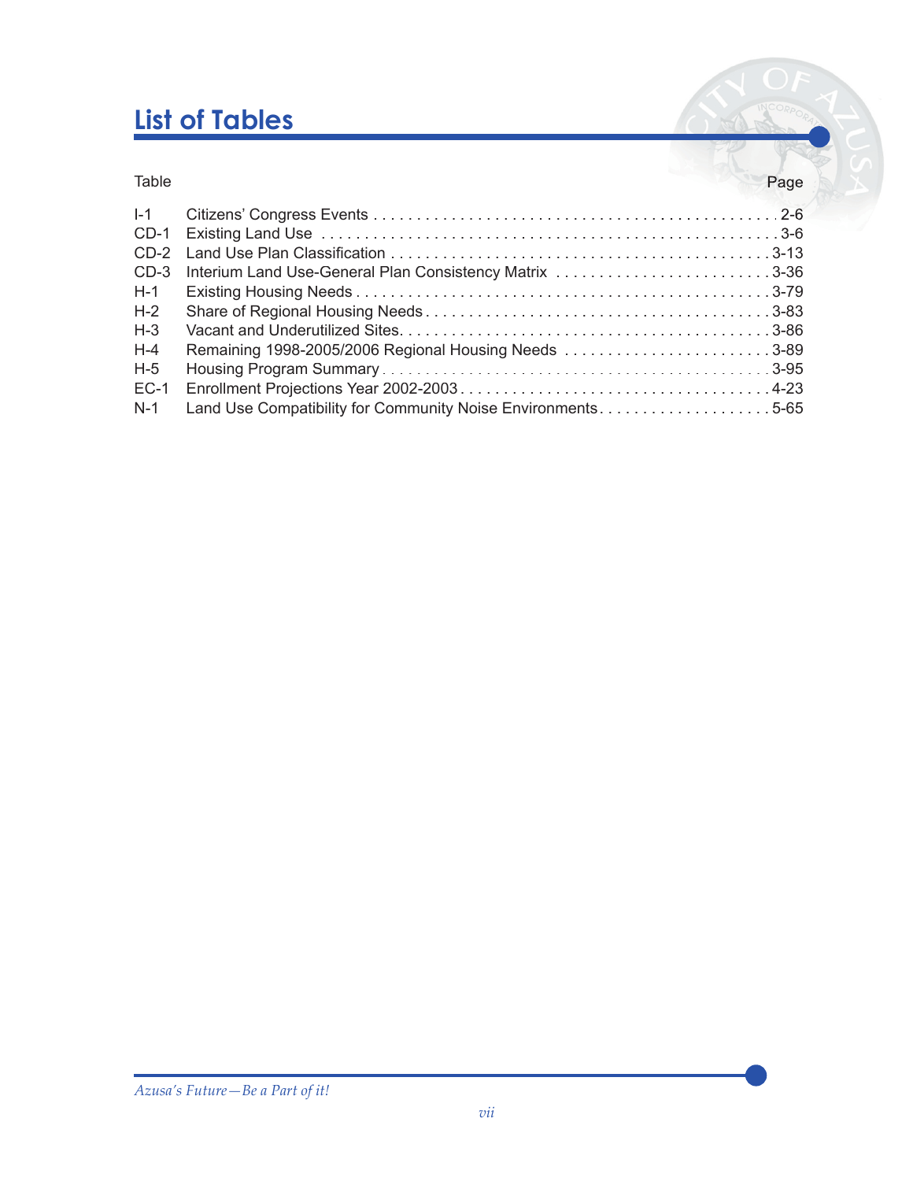# List of Tables

| Table | | Page |
|---|---|---|
| I-1 | Citizens' Congress Events | 2-6 |
| CD-1 | Existing Land Use | 3-6 |
| CD-2 | Land Use Plan Classification | 3-13 |
| CD-3 | Interium Land Use-General Plan Consistency Matrix | 3-36 |
| H-1 | Existing Housing Needs | 3-79 |
| H-2 | Share of Regional Housing Needs | 3-83 |
| H-3 | Vacant and Underutilized Sites. | 3-86 |
| H-4 | Remaining 1998-2005/2006 Regional Housing Needs | 3-89 |
| H-5 | Housing Program Summary | 3-95 |
| EC-1 | Enrollment Projections Year 2002-2003 | 4-23 |
| N-1 | Land Use Compatibility for Community Noise Environments | 5-65 |